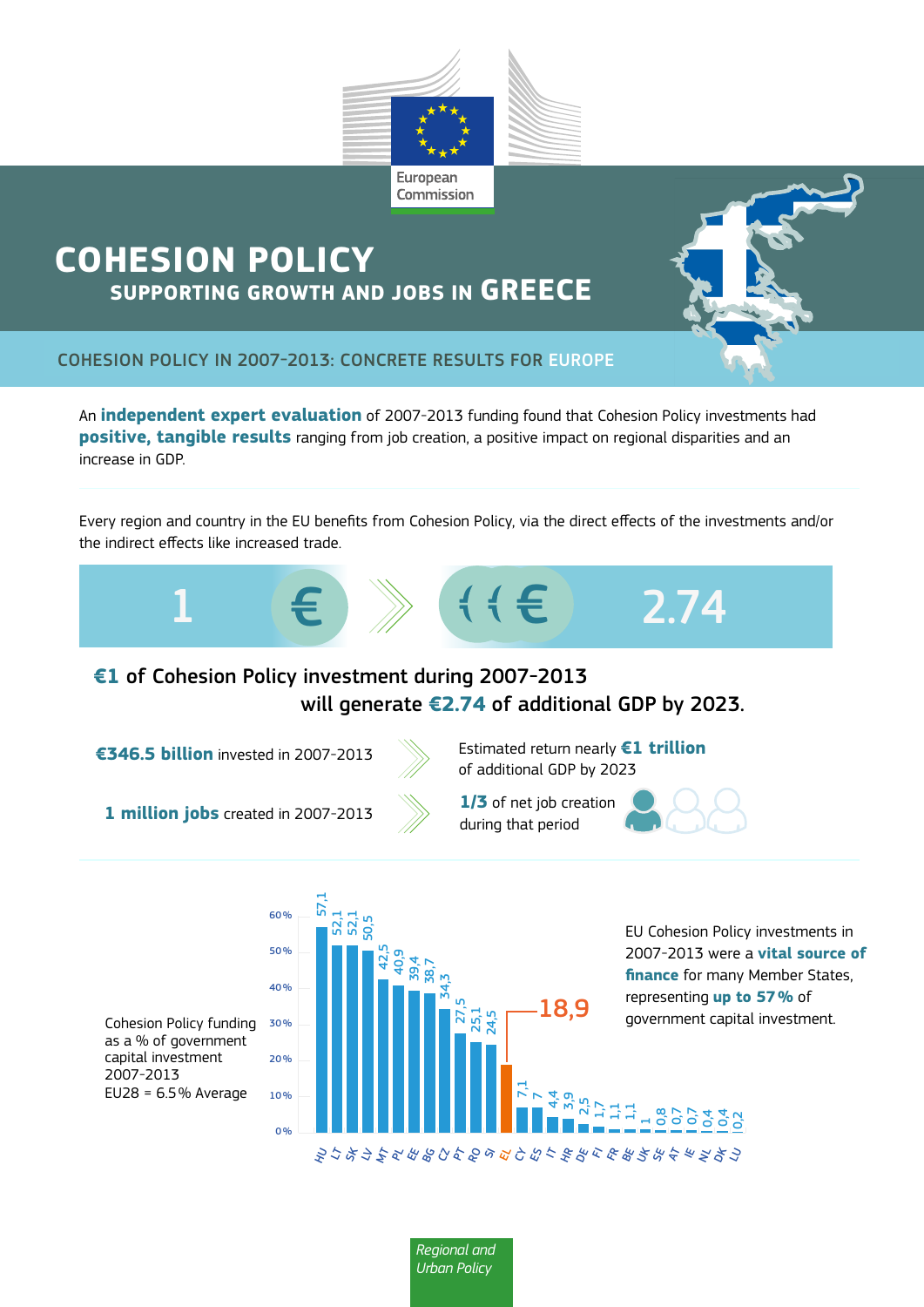European Commission

# COHESION POLICY
## SUPPORTING GROWTH AND JOBS IN GREECE

### COHESION POLICY IN 2007-2013: CONCRETE RESULTS FOR EUROPE

An **independent expert evaluation** of 2007-2013 funding found that Cohesion Policy investments had **positive, tangible results** ranging from job creation, a positive impact on regional disparities and an increase in GDP.

Every region and country in the EU benefits from Cohesion Policy, via the direct effects of the investments and/or the indirect effects like increased trade.

1 € → €€€ 2.74

**€1** of Cohesion Policy investment during 2007-2013 will generate **€2.74** of additional GDP by 2023.

**€346.5 billion** invested in 2007-2013 → Estimated return nearly **€1 trillion** of additional GDP by 2023

**1 million jobs** created in 2007-2013 → **1/3** of net job creation during that period

Cohesion Policy funding as a % of government capital investment 2007-2013
EU28 = 6.5% Average

| Country | % |
|---|---|
| HU | 57,1 |
| LT | 52,1 |
| SK | 52,1 |
| LV | 50,5 |
| MT | 42,5 |
| PL | 40,9 |
| EE | 39,4 |
| BG | 38,7 |
| CZ | 34,3 |
| PT | 27,5 |
| RO | 25,1 |
| SI | 24,5 |
| EL | 18,9 |
| CY | 7,1 |
| ES | 7 |
| IT | 4,4 |
| HR | 3,9 |
| DE | 2,5 |
| FI | 1,7 |
| FR | 1,1 |
| BE | 1,1 |
| UK | 1 |
| SE | 0,8 |
| AT | 0,7 |
| IE | 0,7 |
| NL | 0,4 |
| DK | 0,4 |
| LU | 0,2 |

EU Cohesion Policy investments in 2007-2013 were a **vital source of finance** for many Member States, representing **up to 57%** of government capital investment.

*Regional and Urban Policy*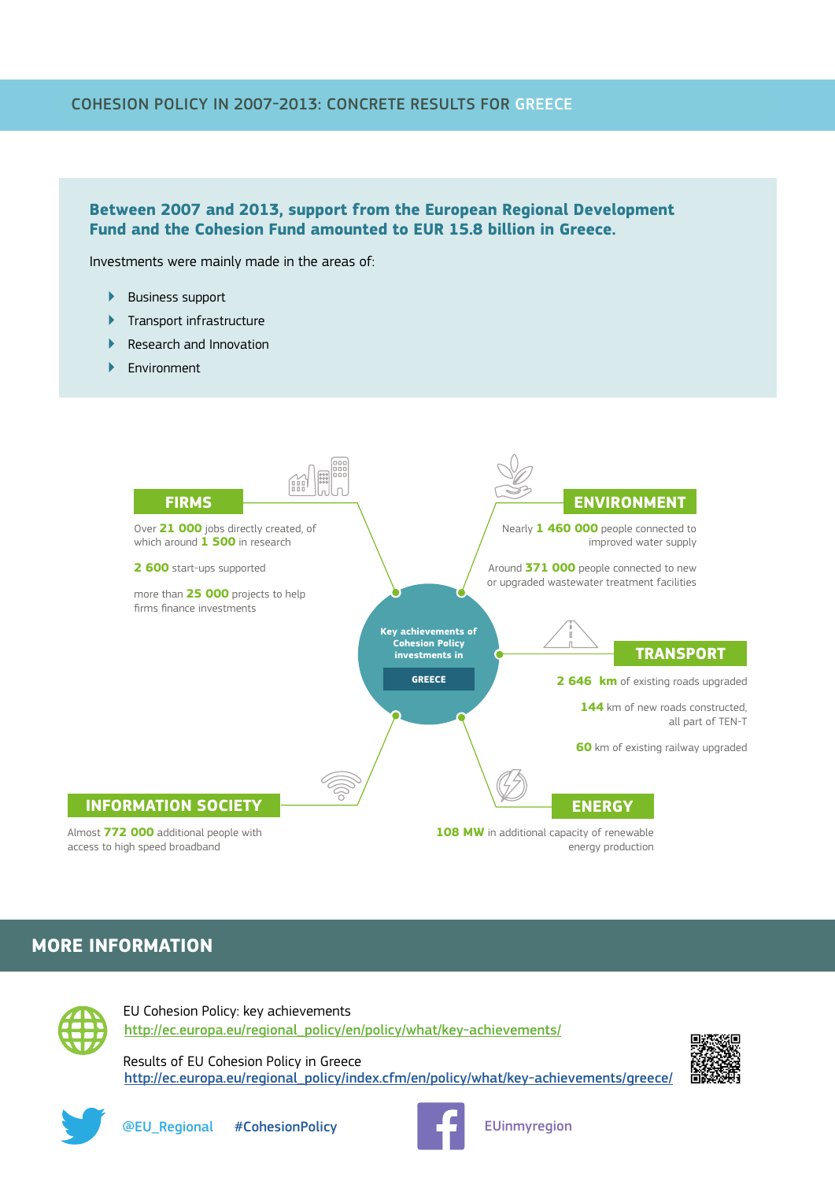## COHESION POLICY IN 2007-2013: CONCRETE RESULTS FOR GREECE

**Between 2007 and 2013, support from the European Regional Development Fund and the Cohesion Fund amounted to EUR 15.8 billion in Greece.**

Investments were mainly made in the areas of:

- Business support
- Transport infrastructure
- Research and Innovation
- Environment

Key achievements of Cohesion Policy investments in GREECE

### FIRMS

Over **21 000** jobs directly created, of which around **1 500** in research

**2 600** start-ups supported

more than **25 000** projects to help firms finance investments

### ENVIRONMENT

Nearly **1 460 000** people connected to improved water supply

Around **371 000** people connected to new or upgraded wastewater treatment facilities

### TRANSPORT

**2 646 km** of existing roads upgraded

**144** km of new roads constructed, all part of TEN-T

**60** km of existing railway upgraded

### INFORMATION SOCIETY

Almost **772 000** additional people with access to high speed broadband

### ENERGY

**108 MW** in additional capacity of renewable energy production

## MORE INFORMATION

EU Cohesion Policy: key achievements
http://ec.europa.eu/regional_policy/en/policy/what/key-achievements/

Results of EU Cohesion Policy in Greece
http://ec.europa.eu/regional_policy/index.cfm/en/policy/what/key-achievements/greece/

@EU_Regional #CohesionPolicy

EUinmyregion